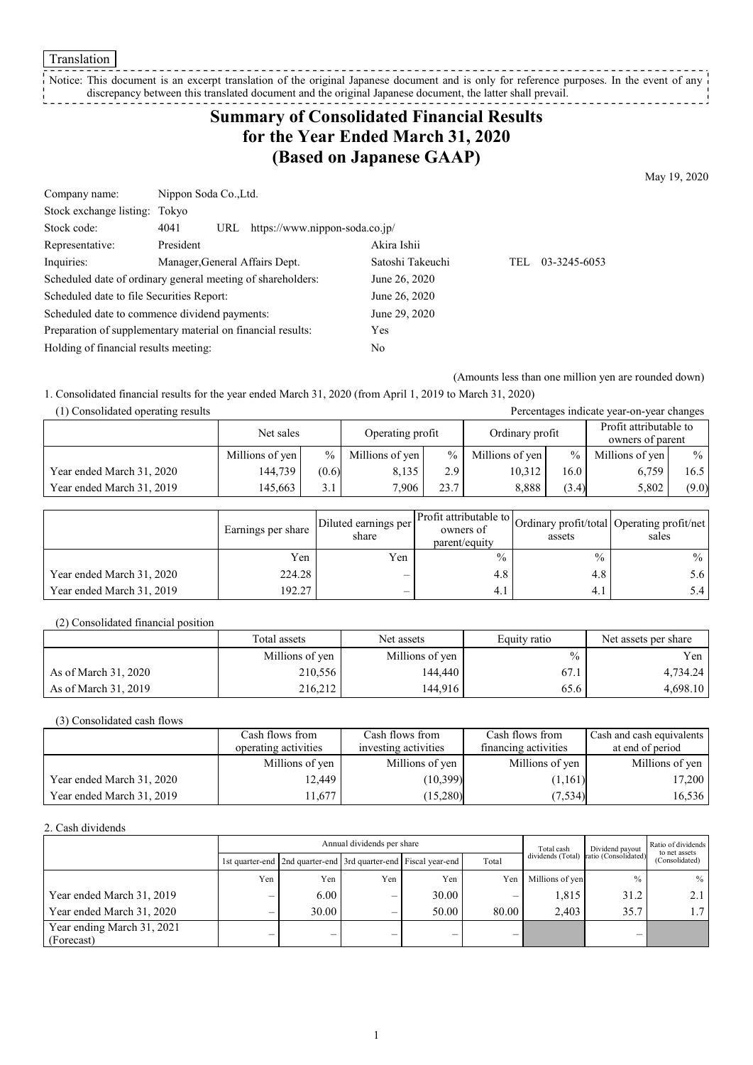Translation

Notice: This document is an excerpt translation of the original Japanese document and is only for reference purposes. In the event of any discrepancy between this translated document and the original Japanese document, the latter shall prevail.

# Summary of Consolidated Financial Results for the Year Ended March 31, 2020 (Based on Japanese GAAP)

May 19, 2020

| | | | | |
|---|---|---|---|---|
| Company name: | Nippon Soda Co.,Ltd. | | | |
| Stock exchange listing: | Tokyo | | | |
| Stock code: | 4041 URL https://www.nippon-soda.co.jp/ | | | |
| Representative: | President | Akira Ishii | | |
| Inquiries: | Manager,General Affairs Dept. | Satoshi Takeuchi | TEL | 03-3245-6053 |
| Scheduled date of ordinary general meeting of shareholders: | | June 26, 2020 | | |
| Scheduled date to file Securities Report: | | June 26, 2020 | | |
| Scheduled date to commence dividend payments: | | June 29, 2020 | | |
| Preparation of supplementary material on financial results: | | Yes | | |
| Holding of financial results meeting: | | No | | |

(Amounts less than one million yen are rounded down)

1. Consolidated financial results for the year ended March 31, 2020 (from April 1, 2019 to March 31, 2020)

(1) Consolidated operating results

Percentages indicate year-on-year changes

| | Net sales | | Operating profit | | Ordinary profit | | Profit attributable to owners of parent | |
|---|---|---|---|---|---|---|---|---|
| | Millions of yen | % | Millions of yen | % | Millions of yen | % | Millions of yen | % |
| Year ended March 31, 2020 | 144,739 | (0.6) | 8,135 | 2.9 | 10,312 | 16.0 | 6,759 | 16.5 |
| Year ended March 31, 2019 | 145,663 | 3.1 | 7,906 | 23.7 | 8,888 | (3.4) | 5,802 | (9.0) |

| | Earnings per share | Diluted earnings per share | Profit attributable to owners of parent/equity | Ordinary profit/total assets | Operating profit/net sales |
|---|---|---|---|---|---|
| | Yen | Yen | % | % | % |
| Year ended March 31, 2020 | 224.28 | – | 4.8 | 4.8 | 5.6 |
| Year ended March 31, 2019 | 192.27 | – | 4.1 | 4.1 | 5.4 |

(2) Consolidated financial position

| | Total assets | Net assets | Equity ratio | Net assets per share |
|---|---|---|---|---|
| | Millions of yen | Millions of yen | % | Yen |
| As of March 31, 2020 | 210,556 | 144,440 | 67.1 | 4,734.24 |
| As of March 31, 2019 | 216,212 | 144,916 | 65.6 | 4,698.10 |

(3) Consolidated cash flows

| | Cash flows from operating activities | Cash flows from investing activities | Cash flows from financing activities | Cash and cash equivalents at end of period |
|---|---|---|---|---|
| | Millions of yen | Millions of yen | Millions of yen | Millions of yen |
| Year ended March 31, 2020 | 12,449 | (10,399) | (1,161) | 17,200 |
| Year ended March 31, 2019 | 11,677 | (15,280) | (7,534) | 16,536 |

2. Cash dividends

| | Annual dividends per share | | | | | Total cash dividends (Total) | Dividend payout ratio (Consolidated) | Ratio of dividends to net assets (Consolidated) |
|---|---|---|---|---|---|---|---|---|
| | 1st quarter-end | 2nd quarter-end | 3rd quarter-end | Fiscal year-end | Total | | | |
| | Yen | Yen | Yen | Yen | Yen | Millions of yen | % | % |
| Year ended March 31, 2019 | – | 6.00 | – | 30.00 | – | 1,815 | 31.2 | 2.1 |
| Year ended March 31, 2020 | – | 30.00 | – | 50.00 | 80.00 | 2,403 | 35.7 | 1.7 |
| Year ending March 31, 2021 (Forecast) | – | – | – | – | – | | – | |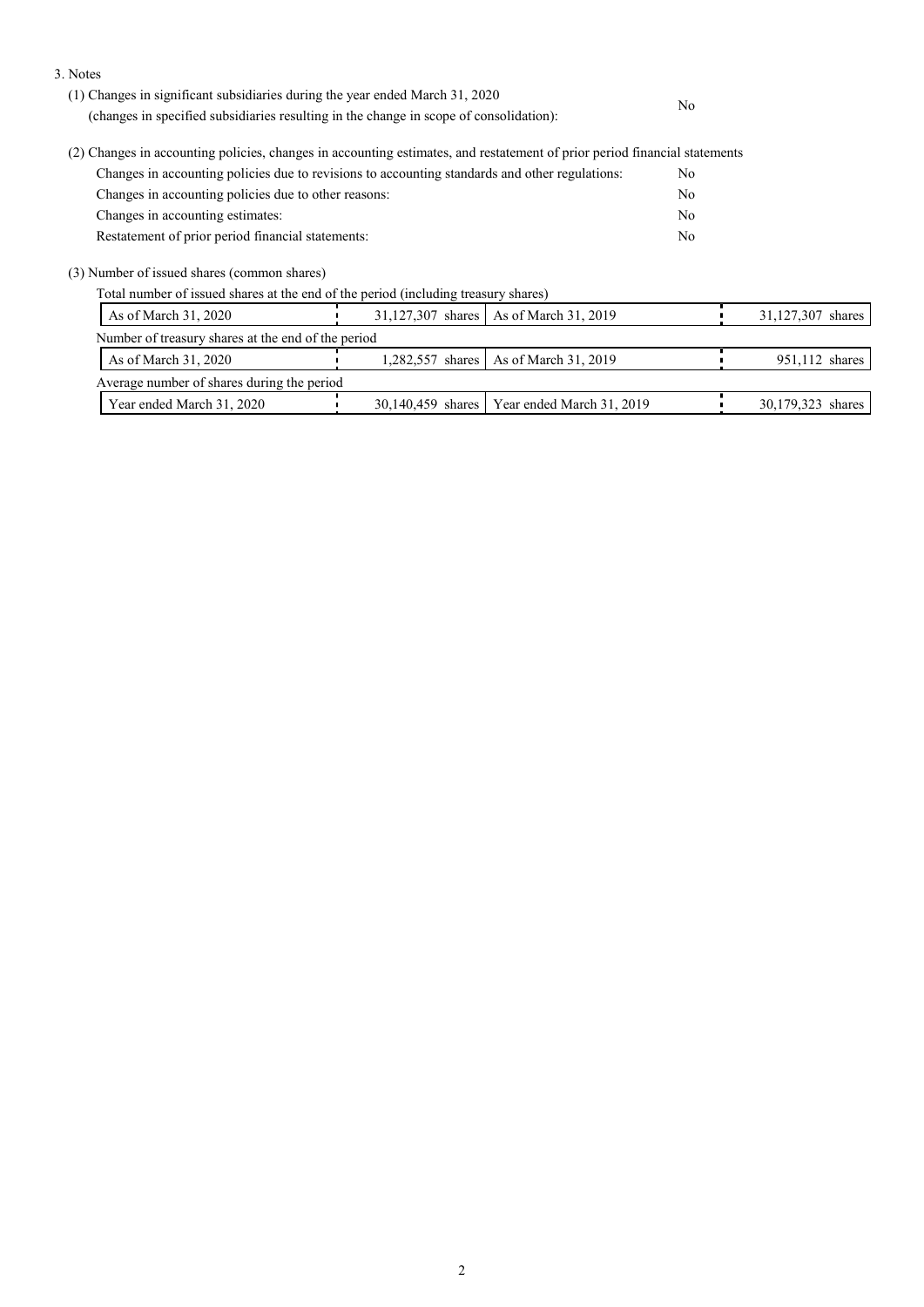3. Notes

(1) Changes in significant subsidiaries during the year ended March 31, 2020 (changes in specified subsidiaries resulting in the change in scope of consolidation): No

(2) Changes in accounting policies, changes in accounting estimates, and restatement of prior period financial statements

| | |
|---|---|
| Changes in accounting policies due to revisions to accounting standards and other regulations: | No |
| Changes in accounting policies due to other reasons: | No |
| Changes in accounting estimates: | No |
| Restatement of prior period financial statements: | No |

(3) Number of issued shares (common shares)

Total number of issued shares at the end of the period (including treasury shares)

| | | | |
|---|---|---|---|
| As of March 31, 2020 | 31,127,307 shares | As of March 31, 2019 | 31,127,307 shares |

Number of treasury shares at the end of the period

| | | | |
|---|---|---|---|
| As of March 31, 2020 | 1,282,557 shares | As of March 31, 2019 | 951,112 shares |

Average number of shares during the period

| | | | |
|---|---|---|---|
| Year ended March 31, 2020 | 30,140,459 shares | Year ended March 31, 2019 | 30,179,323 shares |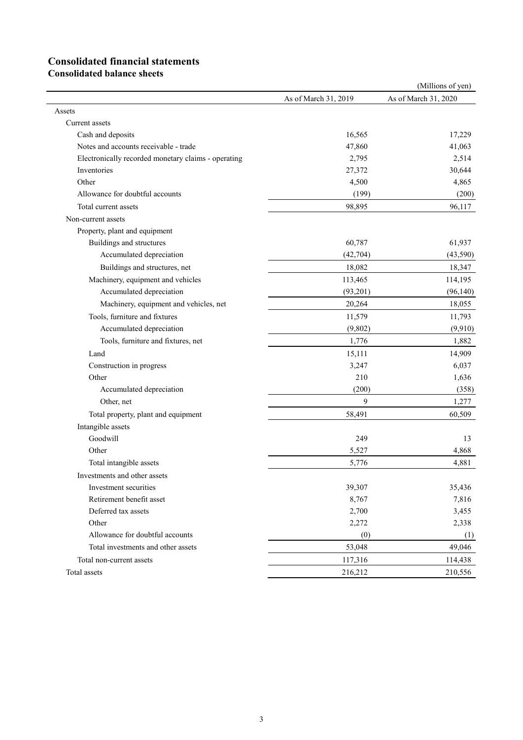# Consolidated financial statements

## Consolidated balance sheets

(Millions of yen)

| | As of March 31, 2019 | As of March 31, 2020 |
|---|---|---|
| Assets | | |
| Current assets | | |
| Cash and deposits | 16,565 | 17,229 |
| Notes and accounts receivable - trade | 47,860 | 41,063 |
| Electronically recorded monetary claims - operating | 2,795 | 2,514 |
| Inventories | 27,372 | 30,644 |
| Other | 4,500 | 4,865 |
| Allowance for doubtful accounts | (199) | (200) |
| Total current assets | 98,895 | 96,117 |
| Non-current assets | | |
| Property, plant and equipment | | |
| Buildings and structures | 60,787 | 61,937 |
| Accumulated depreciation | (42,704) | (43,590) |
| Buildings and structures, net | 18,082 | 18,347 |
| Machinery, equipment and vehicles | 113,465 | 114,195 |
| Accumulated depreciation | (93,201) | (96,140) |
| Machinery, equipment and vehicles, net | 20,264 | 18,055 |
| Tools, furniture and fixtures | 11,579 | 11,793 |
| Accumulated depreciation | (9,802) | (9,910) |
| Tools, furniture and fixtures, net | 1,776 | 1,882 |
| Land | 15,111 | 14,909 |
| Construction in progress | 3,247 | 6,037 |
| Other | 210 | 1,636 |
| Accumulated depreciation | (200) | (358) |
| Other, net | 9 | 1,277 |
| Total property, plant and equipment | 58,491 | 60,509 |
| Intangible assets | | |
| Goodwill | 249 | 13 |
| Other | 5,527 | 4,868 |
| Total intangible assets | 5,776 | 4,881 |
| Investments and other assets | | |
| Investment securities | 39,307 | 35,436 |
| Retirement benefit asset | 8,767 | 7,816 |
| Deferred tax assets | 2,700 | 3,455 |
| Other | 2,272 | 2,338 |
| Allowance for doubtful accounts | (0) | (1) |
| Total investments and other assets | 53,048 | 49,046 |
| Total non-current assets | 117,316 | 114,438 |
| Total assets | 216,212 | 210,556 |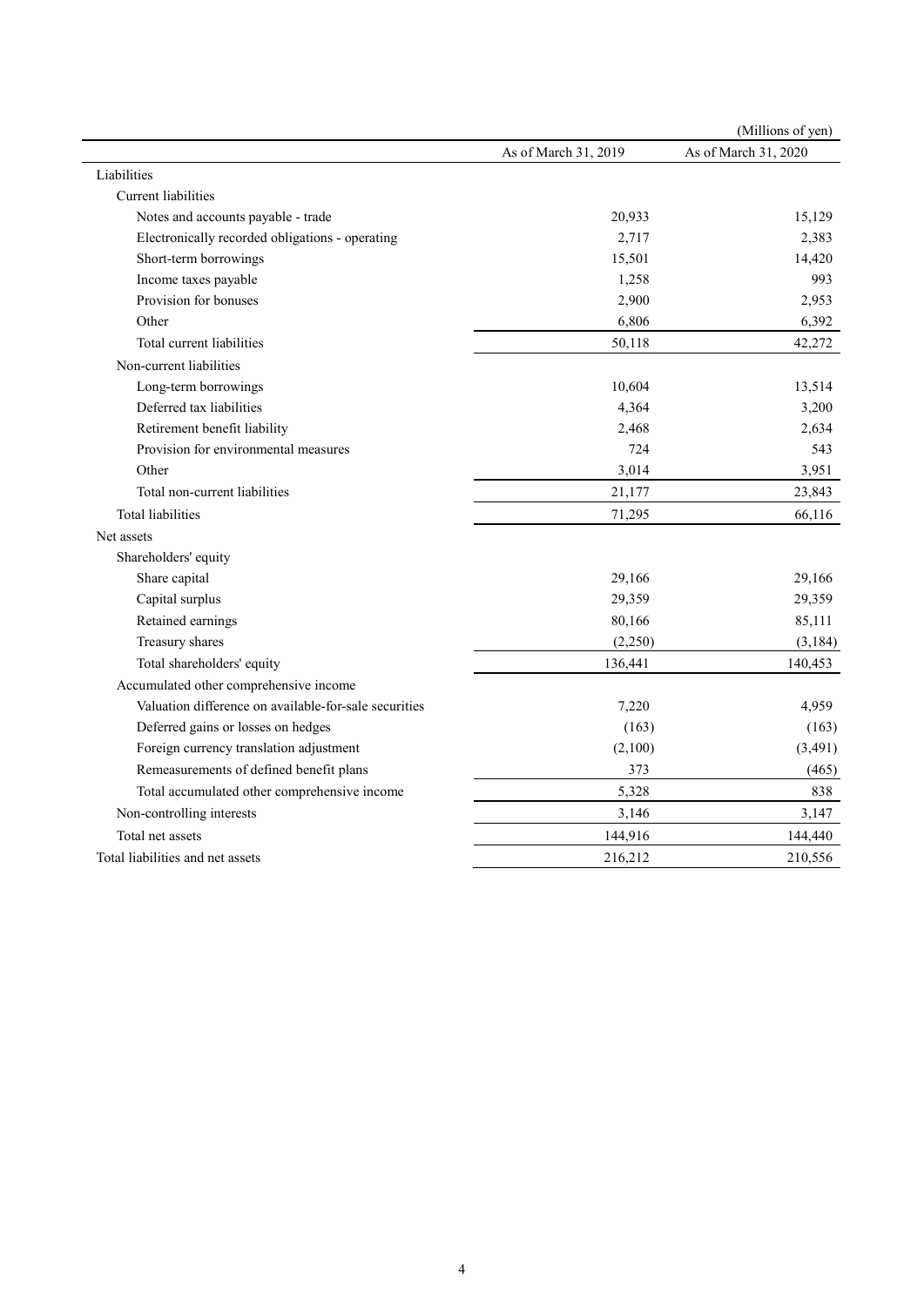(Millions of yen)

| | As of March 31, 2019 | As of March 31, 2020 |
|---|---|---|
| Liabilities | | |
| Current liabilities | | |
| Notes and accounts payable - trade | 20,933 | 15,129 |
| Electronically recorded obligations - operating | 2,717 | 2,383 |
| Short-term borrowings | 15,501 | 14,420 |
| Income taxes payable | 1,258 | 993 |
| Provision for bonuses | 2,900 | 2,953 |
| Other | 6,806 | 6,392 |
| Total current liabilities | 50,118 | 42,272 |
| Non-current liabilities | | |
| Long-term borrowings | 10,604 | 13,514 |
| Deferred tax liabilities | 4,364 | 3,200 |
| Retirement benefit liability | 2,468 | 2,634 |
| Provision for environmental measures | 724 | 543 |
| Other | 3,014 | 3,951 |
| Total non-current liabilities | 21,177 | 23,843 |
| Total liabilities | 71,295 | 66,116 |
| Net assets | | |
| Shareholders' equity | | |
| Share capital | 29,166 | 29,166 |
| Capital surplus | 29,359 | 29,359 |
| Retained earnings | 80,166 | 85,111 |
| Treasury shares | (2,250) | (3,184) |
| Total shareholders' equity | 136,441 | 140,453 |
| Accumulated other comprehensive income | | |
| Valuation difference on available-for-sale securities | 7,220 | 4,959 |
| Deferred gains or losses on hedges | (163) | (163) |
| Foreign currency translation adjustment | (2,100) | (3,491) |
| Remeasurements of defined benefit plans | 373 | (465) |
| Total accumulated other comprehensive income | 5,328 | 838 |
| Non-controlling interests | 3,146 | 3,147 |
| Total net assets | 144,916 | 144,440 |
| Total liabilities and net assets | 216,212 | 210,556 |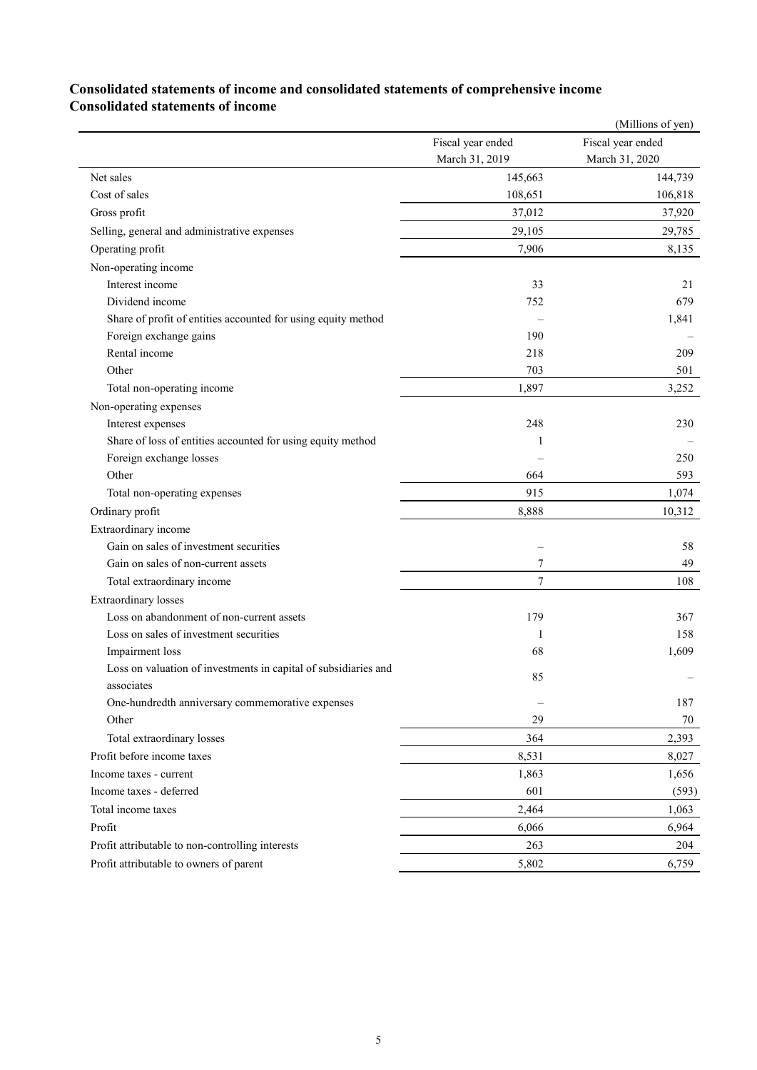## Consolidated statements of income and consolidated statements of comprehensive income

### Consolidated statements of income

(Millions of yen)

| | Fiscal year ended March 31, 2019 | Fiscal year ended March 31, 2020 |
|---|---|---|
| Net sales | 145,663 | 144,739 |
| Cost of sales | 108,651 | 106,818 |
| Gross profit | 37,012 | 37,920 |
| Selling, general and administrative expenses | 29,105 | 29,785 |
| Operating profit | 7,906 | 8,135 |
| Non-operating income | | |
| Interest income | 33 | 21 |
| Dividend income | 752 | 679 |
| Share of profit of entities accounted for using equity method | – | 1,841 |
| Foreign exchange gains | 190 | – |
| Rental income | 218 | 209 |
| Other | 703 | 501 |
| Total non-operating income | 1,897 | 3,252 |
| Non-operating expenses | | |
| Interest expenses | 248 | 230 |
| Share of loss of entities accounted for using equity method | 1 | – |
| Foreign exchange losses | – | 250 |
| Other | 664 | 593 |
| Total non-operating expenses | 915 | 1,074 |
| Ordinary profit | 8,888 | 10,312 |
| Extraordinary income | | |
| Gain on sales of investment securities | – | 58 |
| Gain on sales of non-current assets | 7 | 49 |
| Total extraordinary income | 7 | 108 |
| Extraordinary losses | | |
| Loss on abandonment of non-current assets | 179 | 367 |
| Loss on sales of investment securities | 1 | 158 |
| Impairment loss | 68 | 1,609 |
| Loss on valuation of investments in capital of subsidiaries and associates | 85 | – |
| One-hundredth anniversary commemorative expenses | – | 187 |
| Other | 29 | 70 |
| Total extraordinary losses | 364 | 2,393 |
| Profit before income taxes | 8,531 | 8,027 |
| Income taxes - current | 1,863 | 1,656 |
| Income taxes - deferred | 601 | (593) |
| Total income taxes | 2,464 | 1,063 |
| Profit | 6,066 | 6,964 |
| Profit attributable to non-controlling interests | 263 | 204 |
| Profit attributable to owners of parent | 5,802 | 6,759 |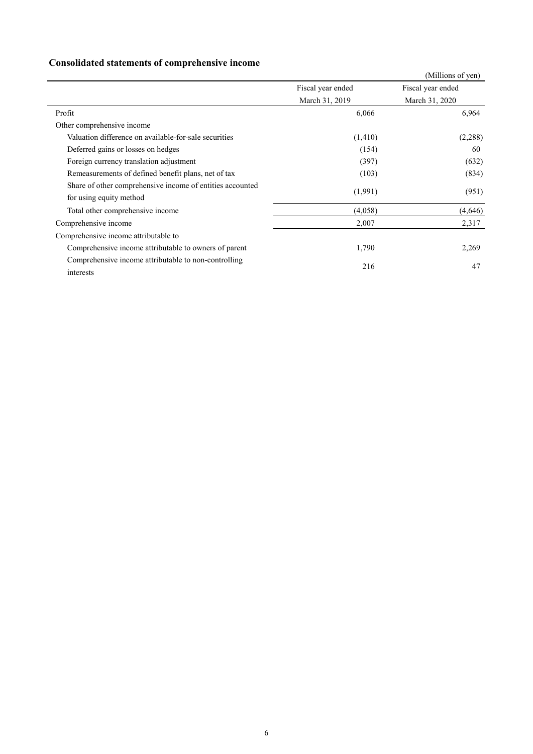## Consolidated statements of comprehensive income

(Millions of yen)

| | Fiscal year ended March 31, 2019 | Fiscal year ended March 31, 2020 |
|---|---|---|
| Profit | 6,066 | 6,964 |
| Other comprehensive income | | |
| Valuation difference on available-for-sale securities | (1,410) | (2,288) |
| Deferred gains or losses on hedges | (154) | 60 |
| Foreign currency translation adjustment | (397) | (632) |
| Remeasurements of defined benefit plans, net of tax | (103) | (834) |
| Share of other comprehensive income of entities accounted for using equity method | (1,991) | (951) |
| Total other comprehensive income | (4,058) | (4,646) |
| Comprehensive income | 2,007 | 2,317 |
| Comprehensive income attributable to | | |
| Comprehensive income attributable to owners of parent | 1,790 | 2,269 |
| Comprehensive income attributable to non-controlling interests | 216 | 47 |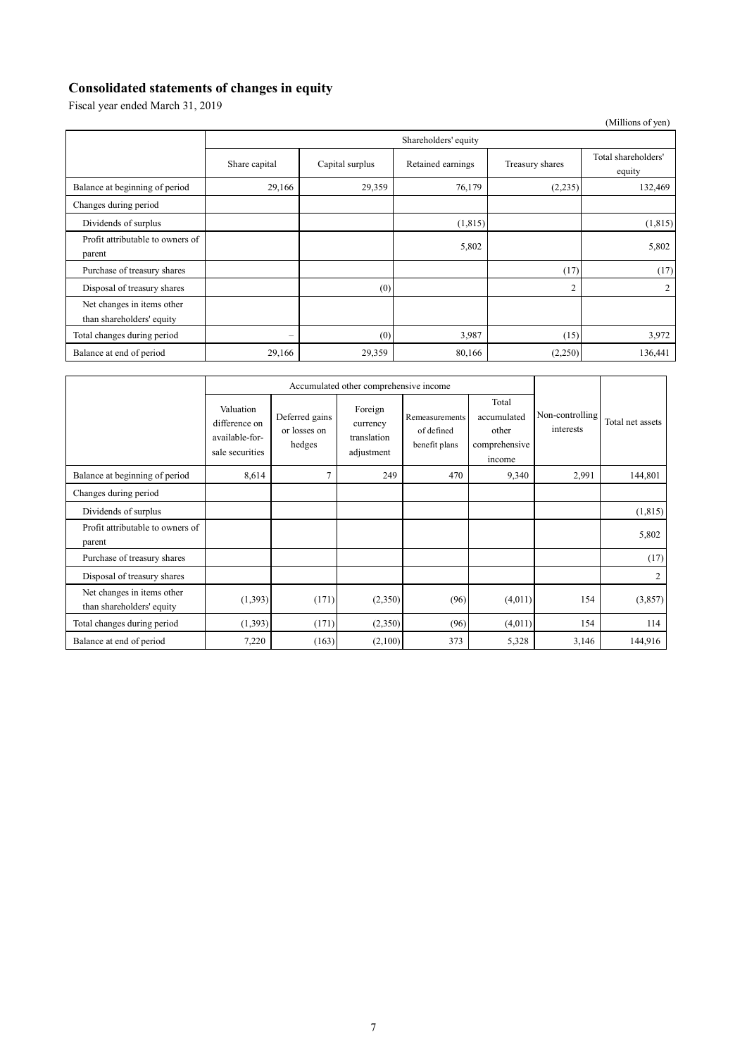## Consolidated statements of changes in equity

Fiscal year ended March 31, 2019

(Millions of yen)

| | Shareholders' equity | | | | |
|---|---|---|---|---|---|
| | Share capital | Capital surplus | Retained earnings | Treasury shares | Total shareholders' equity |
| Balance at beginning of period | 29,166 | 29,359 | 76,179 | (2,235) | 132,469 |
| Changes during period | | | | | |
| Dividends of surplus | | | (1,815) | | (1,815) |
| Profit attributable to owners of parent | | | 5,802 | | 5,802 |
| Purchase of treasury shares | | | | (17) | (17) |
| Disposal of treasury shares | | (0) | | 2 | 2 |
| Net changes in items other than shareholders' equity | | | | | |
| Total changes during period | – | (0) | 3,987 | (15) | 3,972 |
| Balance at end of period | 29,166 | 29,359 | 80,166 | (2,250) | 136,441 |

| | Accumulated other comprehensive income | | | | | Non-controlling interests | Total net assets |
|---|---|---|---|---|---|---|---|
| | Valuation difference on available-for-sale securities | Deferred gains or losses on hedges | Foreign currency translation adjustment | Remeasurements of defined benefit plans | Total accumulated other comprehensive income | | |
| Balance at beginning of period | 8,614 | 7 | 249 | 470 | 9,340 | 2,991 | 144,801 |
| Changes during period | | | | | | | |
| Dividends of surplus | | | | | | | (1,815) |
| Profit attributable to owners of parent | | | | | | | 5,802 |
| Purchase of treasury shares | | | | | | | (17) |
| Disposal of treasury shares | | | | | | | 2 |
| Net changes in items other than shareholders' equity | (1,393) | (171) | (2,350) | (96) | (4,011) | 154 | (3,857) |
| Total changes during period | (1,393) | (171) | (2,350) | (96) | (4,011) | 154 | 114 |
| Balance at end of period | 7,220 | (163) | (2,100) | 373 | 5,328 | 3,146 | 144,916 |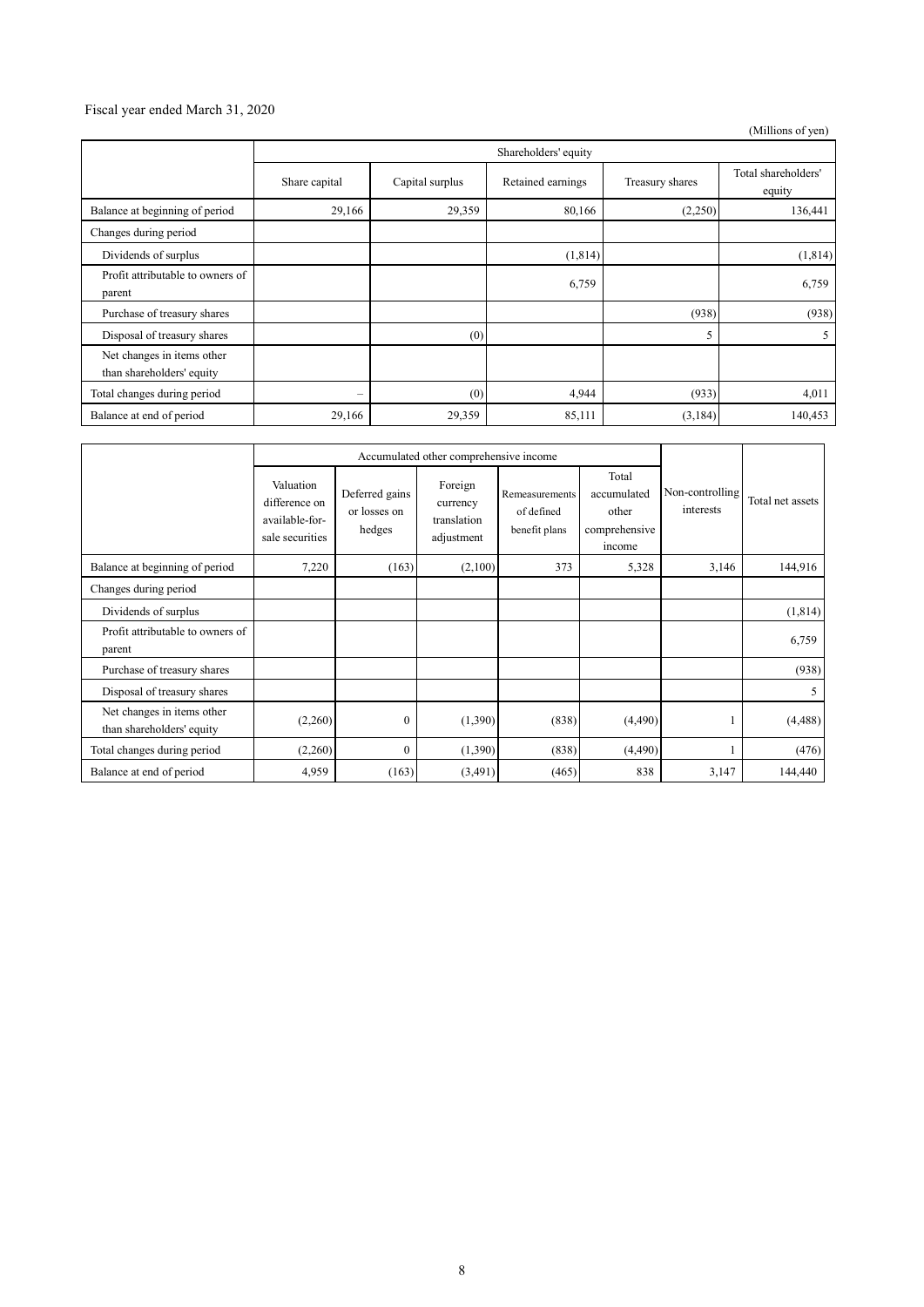Fiscal year ended March 31, 2020

(Millions of yen)

| | Shareholders' equity | | | | |
|---|---|---|---|---|---|
| | Share capital | Capital surplus | Retained earnings | Treasury shares | Total shareholders' equity |
| Balance at beginning of period | 29,166 | 29,359 | 80,166 | (2,250) | 136,441 |
| Changes during period | | | | | |
| Dividends of surplus | | | (1,814) | | (1,814) |
| Profit attributable to owners of parent | | | 6,759 | | 6,759 |
| Purchase of treasury shares | | | | (938) | (938) |
| Disposal of treasury shares | | (0) | | 5 | 5 |
| Net changes in items other than shareholders' equity | | | | | |
| Total changes during period | – | (0) | 4,944 | (933) | 4,011 |
| Balance at end of period | 29,166 | 29,359 | 85,111 | (3,184) | 140,453 |

| | Accumulated other comprehensive income | | | | | Non-controlling interests | Total net assets |
|---|---|---|---|---|---|---|---|
| | Valuation difference on available-for-sale securities | Deferred gains or losses on hedges | Foreign currency translation adjustment | Remeasurements of defined benefit plans | Total accumulated other comprehensive income | | |
| Balance at beginning of period | 7,220 | (163) | (2,100) | 373 | 5,328 | 3,146 | 144,916 |
| Changes during period | | | | | | | |
| Dividends of surplus | | | | | | | (1,814) |
| Profit attributable to owners of parent | | | | | | | 6,759 |
| Purchase of treasury shares | | | | | | | (938) |
| Disposal of treasury shares | | | | | | | 5 |
| Net changes in items other than shareholders' equity | (2,260) | 0 | (1,390) | (838) | (4,490) | 1 | (4,488) |
| Total changes during period | (2,260) | 0 | (1,390) | (838) | (4,490) | 1 | (476) |
| Balance at end of period | 4,959 | (163) | (3,491) | (465) | 838 | 3,147 | 144,440 |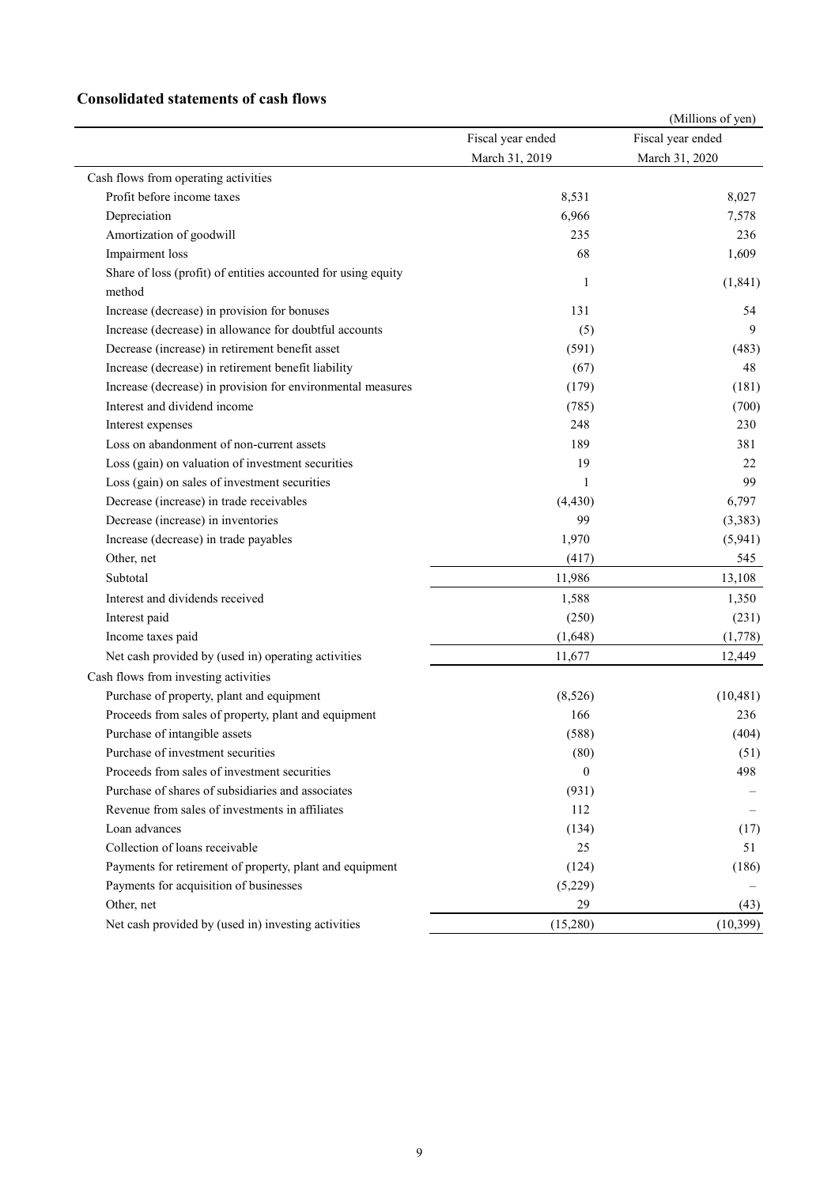## Consolidated statements of cash flows

(Millions of yen)

| | Fiscal year ended March 31, 2019 | Fiscal year ended March 31, 2020 |
|---|---|---|
| Cash flows from operating activities | | |
| Profit before income taxes | 8,531 | 8,027 |
| Depreciation | 6,966 | 7,578 |
| Amortization of goodwill | 235 | 236 |
| Impairment loss | 68 | 1,609 |
| Share of loss (profit) of entities accounted for using equity method | 1 | (1,841) |
| Increase (decrease) in provision for bonuses | 131 | 54 |
| Increase (decrease) in allowance for doubtful accounts | (5) | 9 |
| Decrease (increase) in retirement benefit asset | (591) | (483) |
| Increase (decrease) in retirement benefit liability | (67) | 48 |
| Increase (decrease) in provision for environmental measures | (179) | (181) |
| Interest and dividend income | (785) | (700) |
| Interest expenses | 248 | 230 |
| Loss on abandonment of non-current assets | 189 | 381 |
| Loss (gain) on valuation of investment securities | 19 | 22 |
| Loss (gain) on sales of investment securities | 1 | 99 |
| Decrease (increase) in trade receivables | (4,430) | 6,797 |
| Decrease (increase) in inventories | 99 | (3,383) |
| Increase (decrease) in trade payables | 1,970 | (5,941) |
| Other, net | (417) | 545 |
| Subtotal | 11,986 | 13,108 |
| Interest and dividends received | 1,588 | 1,350 |
| Interest paid | (250) | (231) |
| Income taxes paid | (1,648) | (1,778) |
| Net cash provided by (used in) operating activities | 11,677 | 12,449 |
| Cash flows from investing activities | | |
| Purchase of property, plant and equipment | (8,526) | (10,481) |
| Proceeds from sales of property, plant and equipment | 166 | 236 |
| Purchase of intangible assets | (588) | (404) |
| Purchase of investment securities | (80) | (51) |
| Proceeds from sales of investment securities | 0 | 498 |
| Purchase of shares of subsidiaries and associates | (931) | – |
| Revenue from sales of investments in affiliates | 112 | – |
| Loan advances | (134) | (17) |
| Collection of loans receivable | 25 | 51 |
| Payments for retirement of property, plant and equipment | (124) | (186) |
| Payments for acquisition of businesses | (5,229) | – |
| Other, net | 29 | (43) |
| Net cash provided by (used in) investing activities | (15,280) | (10,399) |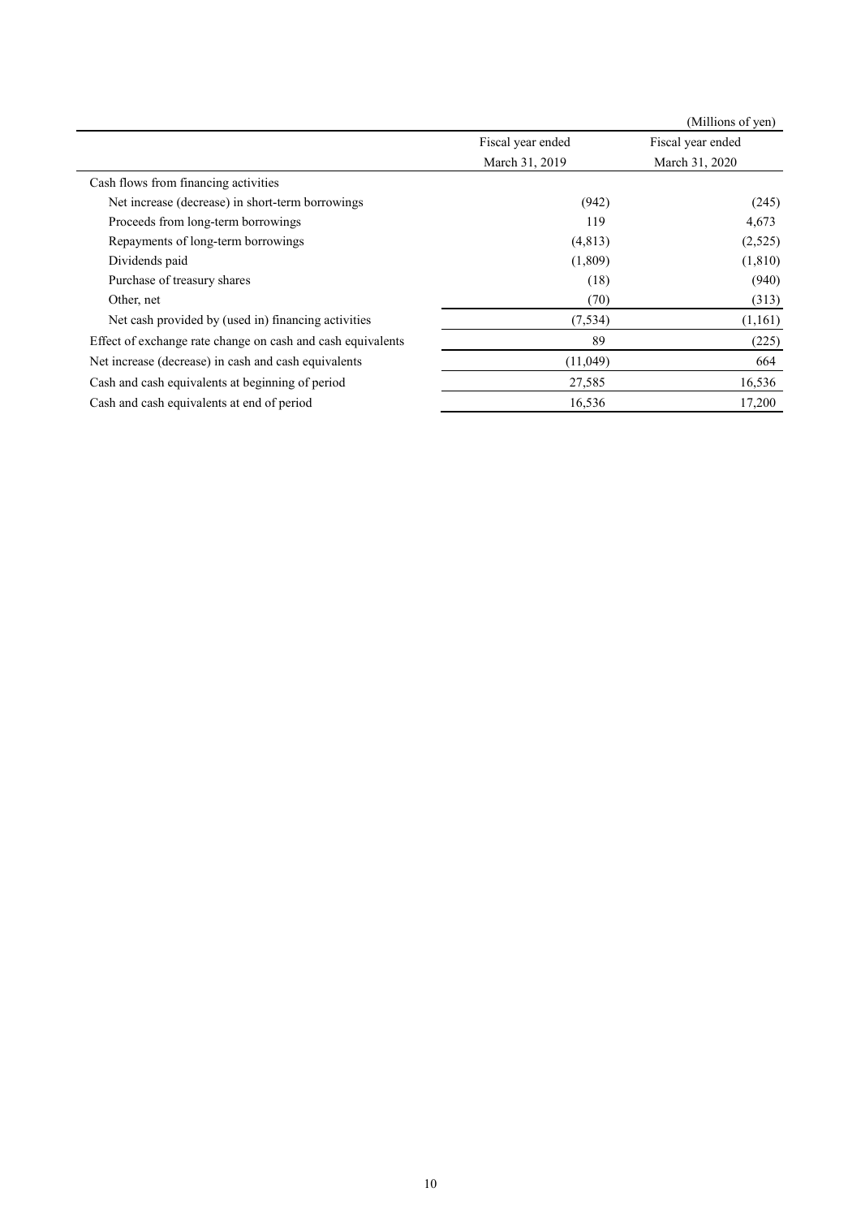(Millions of yen)

| | Fiscal year ended March 31, 2019 | Fiscal year ended March 31, 2020 |
|---|---|---|
| Cash flows from financing activities | | |
| Net increase (decrease) in short-term borrowings | (942) | (245) |
| Proceeds from long-term borrowings | 119 | 4,673 |
| Repayments of long-term borrowings | (4,813) | (2,525) |
| Dividends paid | (1,809) | (1,810) |
| Purchase of treasury shares | (18) | (940) |
| Other, net | (70) | (313) |
| Net cash provided by (used in) financing activities | (7,534) | (1,161) |
| Effect of exchange rate change on cash and cash equivalents | 89 | (225) |
| Net increase (decrease) in cash and cash equivalents | (11,049) | 664 |
| Cash and cash equivalents at beginning of period | 27,585 | 16,536 |
| Cash and cash equivalents at end of period | 16,536 | 17,200 |